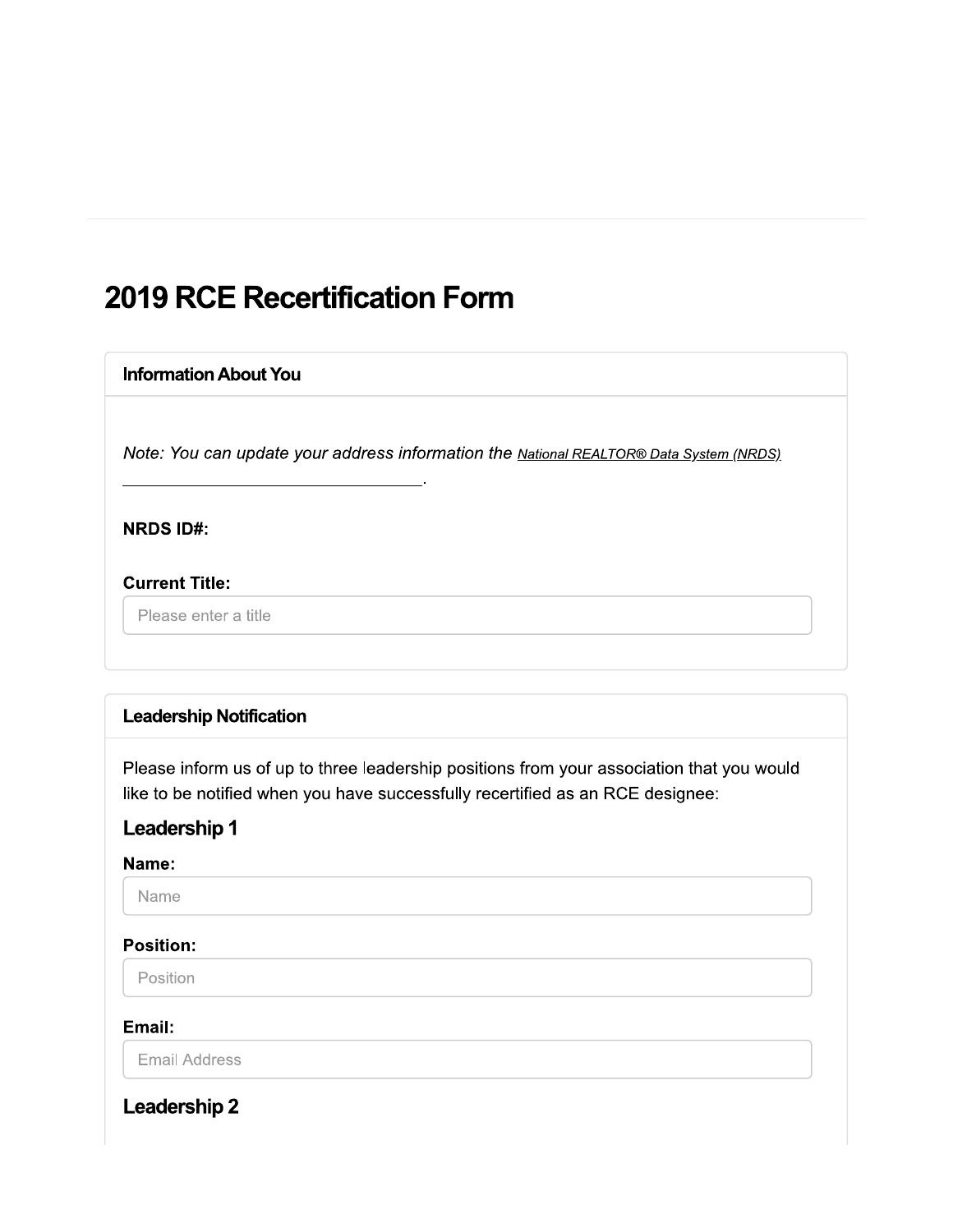# 2019 RCE Recertification Form

## Information About You

*Note: You can update your address information the National REALTOR® Data System (NRDS) .*

**NRDS ID#:**

**Current Title:**

Please enter a title

## Leadership Notification

Please inform us of up to three leadership positions from your association that you would like to be notified when you have successfully recertified as an RCE designee:

### Leadership 1

**Name:**

Name

**Position:**

Position

**Email:**

Email Address

### Leadership 2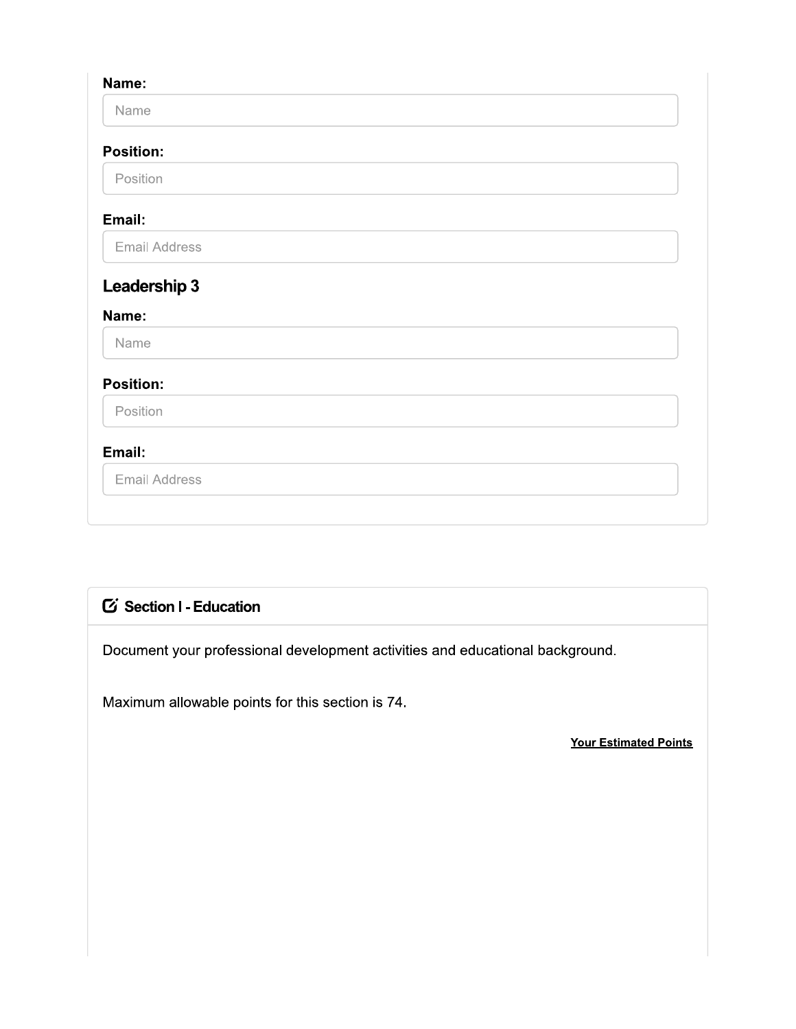**Name:**

Name

**Position:**

Position

**Email:**

Email Address

### Leadership 3

**Name:**

Name

**Position:**

Position

**Email:**

Email Address

## Section I - Education

Document your professional development activities and educational background.

Maximum allowable points for this section is 74.

**Your Estimated Points**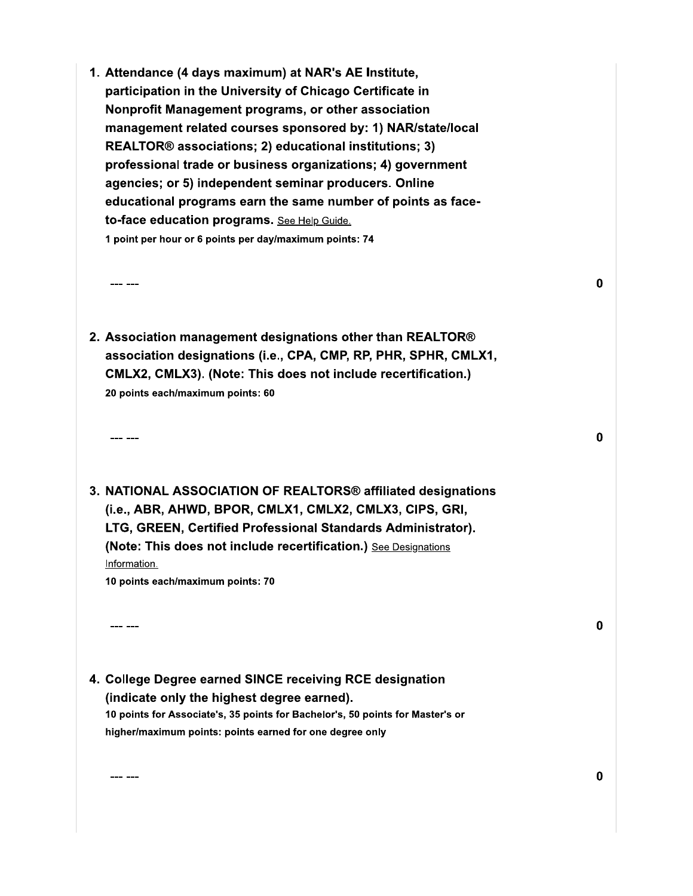1. **Attendance (4 days maximum) at NAR's AE Institute, participation in the University of Chicago Certificate in Nonprofit Management programs, or other association management related courses sponsored by: 1) NAR/state/local REALTOR® associations; 2) educational institutions; 3) professional trade or business organizations; 4) government agencies; or 5) independent seminar producers. Online educational programs earn the same number of points as face-to-face education programs.** See Help Guide.

   **1 point per hour or 6 points per day/maximum points: 74**

   --- --- **0**

2. **Association management designations other than REALTOR® association designations (i.e., CPA, CMP, RP, PHR, SPHR, CMLX1, CMLX2, CMLX3). (Note: This does not include recertification.)**

   **20 points each/maximum points: 60**

   --- --- **0**

3. **NATIONAL ASSOCIATION OF REALTORS® affiliated designations (i.e., ABR, AHWD, BPOR, CMLX1, CMLX2, CMLX3, CIPS, GRI, LTG, GREEN, Certified Professional Standards Administrator). (Note: This does not include recertification.)** See Designations Information.

   **10 points each/maximum points: 70**

   --- --- **0**

4. **College Degree earned SINCE receiving RCE designation (indicate only the highest degree earned).**

   **10 points for Associate's, 35 points for Bachelor's, 50 points for Master's or higher/maximum points: points earned for one degree only**

   --- --- **0**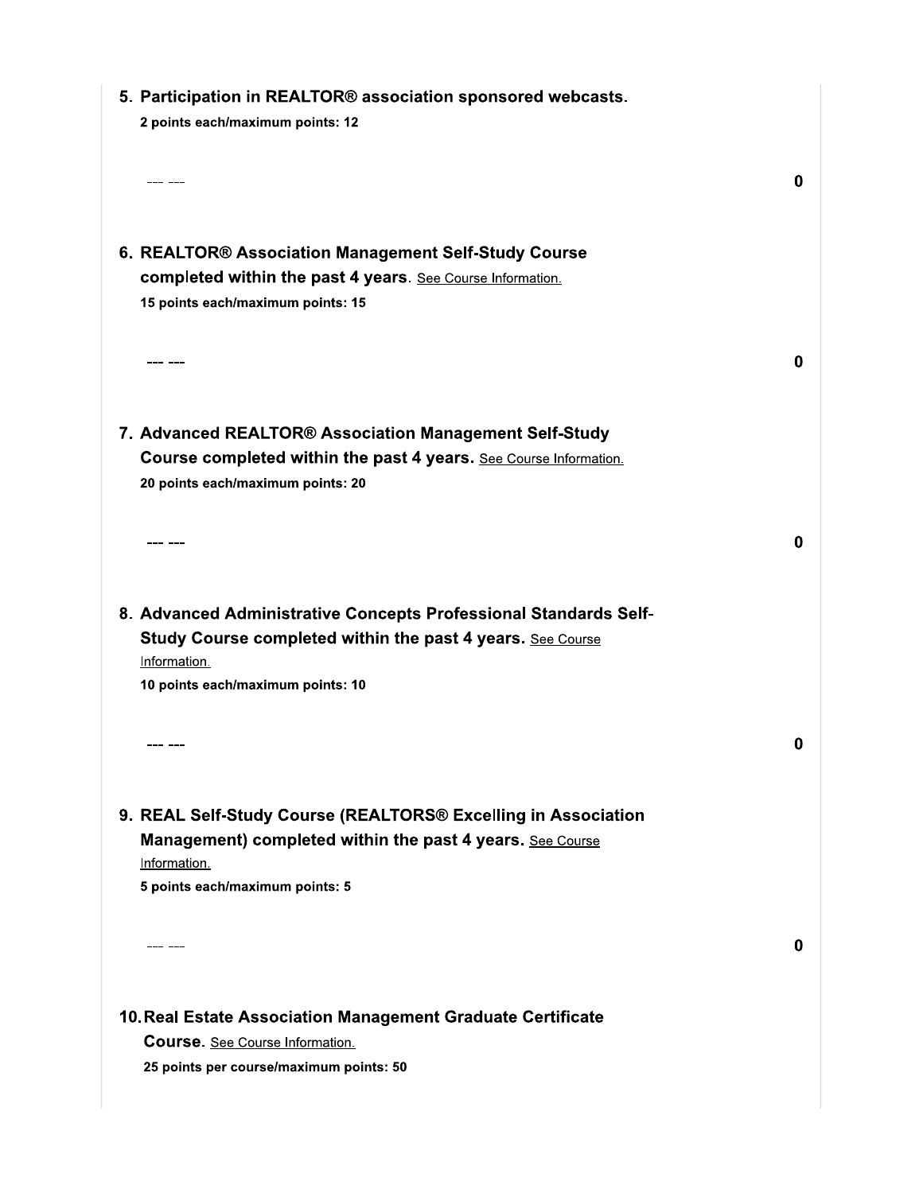5. **Participation in REALTOR® association sponsored webcasts.**
   **2 points each/maximum points: 12**

   --- --- **0**

6. **REALTOR® Association Management Self-Study Course completed within the past 4 years**. See Course Information.
   **15 points each/maximum points: 15**

   --- --- **0**

7. **Advanced REALTOR® Association Management Self-Study Course completed within the past 4 years.** See Course Information.
   **20 points each/maximum points: 20**

   --- --- **0**

8. **Advanced Administrative Concepts Professional Standards Self-Study Course completed within the past 4 years.** See Course Information.
   **10 points each/maximum points: 10**

   --- --- **0**

9. **REAL Self-Study Course (REALTORS® Excelling in Association Management) completed within the past 4 years.** See Course Information.
   **5 points each/maximum points: 5**

   --- --- **0**

10. **Real Estate Association Management Graduate Certificate Course.** See Course Information.
    **25 points per course/maximum points: 50**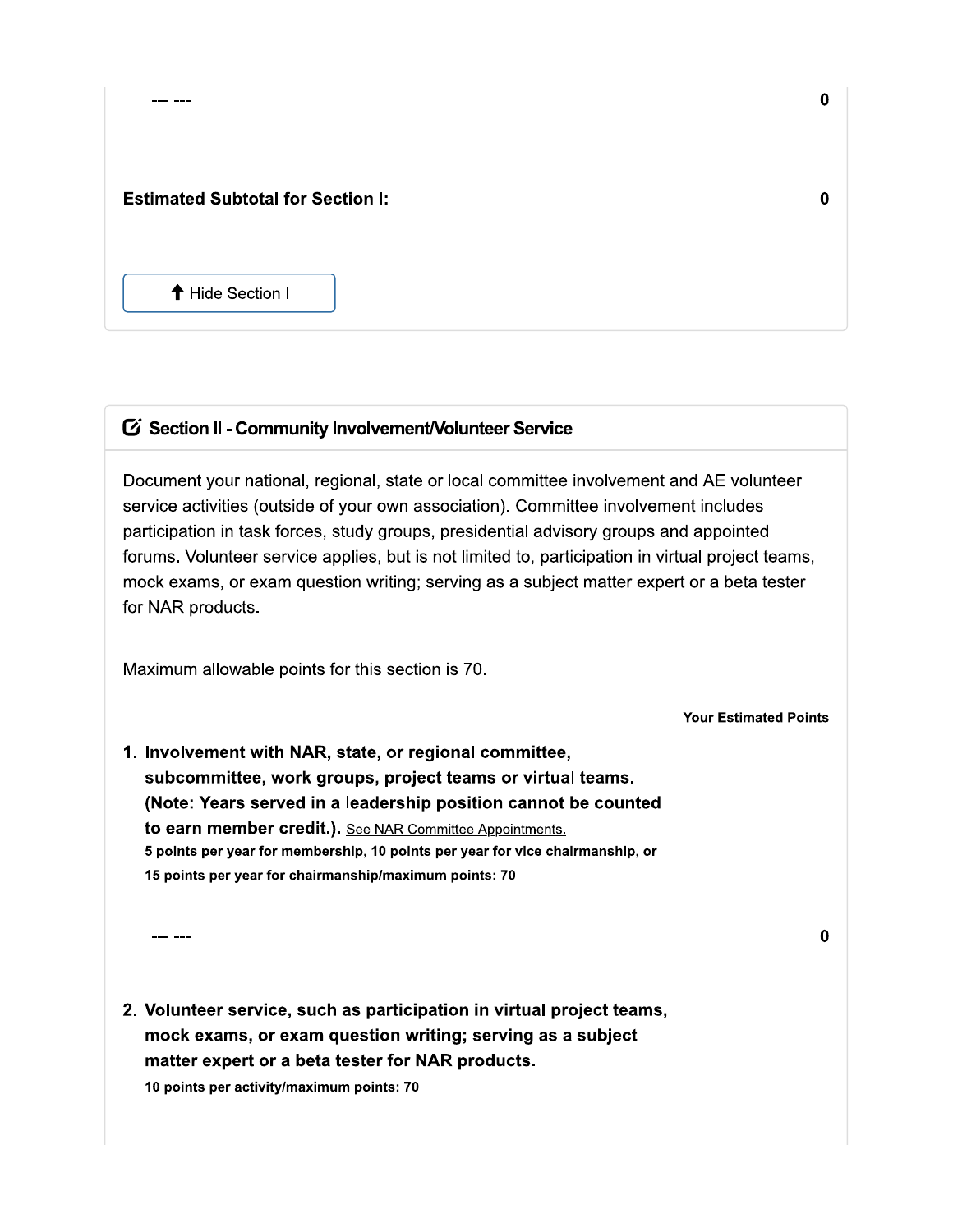--- --- 0

**Estimated Subtotal for Section I:** **0**

Hide Section I

## Section II - Community Involvement/Volunteer Service

Document your national, regional, state or local committee involvement and AE volunteer service activities (outside of your own association). Committee involvement includes participation in task forces, study groups, presidential advisory groups and appointed forums. Volunteer service applies, but is not limited to, participation in virtual project teams, mock exams, or exam question writing; serving as a subject matter expert or a beta tester for NAR products.

Maximum allowable points for this section is 70.

**Your Estimated Points**

1. **Involvement with NAR, state, or regional committee, subcommittee, work groups, project teams or virtual teams. (Note: Years served in a leadership position cannot be counted to earn member credit.).** See NAR Committee Appointments.
   **5 points per year for membership, 10 points per year for vice chairmanship, or 15 points per year for chairmanship/maximum points: 70**

   --- --- 0

2. **Volunteer service, such as participation in virtual project teams, mock exams, or exam question writing; serving as a subject matter expert or a beta tester for NAR products.**
   **10 points per activity/maximum points: 70**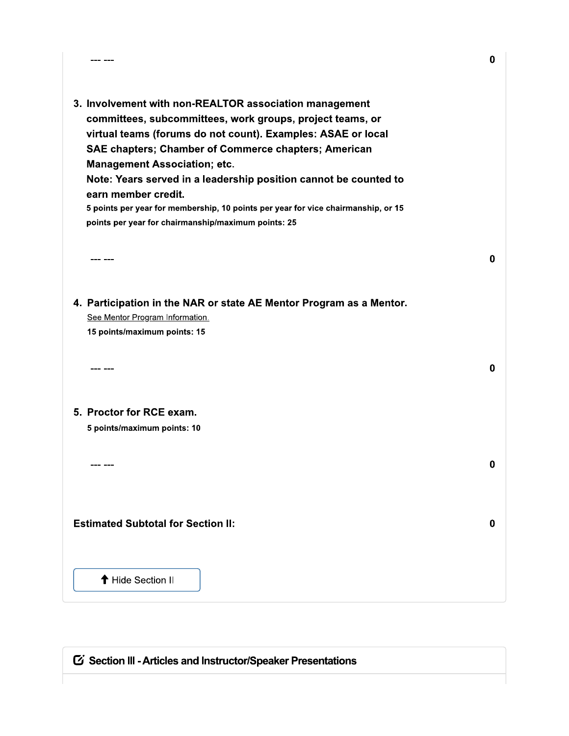--- --- 0

3. **Involvement with non-REALTOR association management committees, subcommittees, work groups, project teams, or virtual teams (forums do not count). Examples: ASAE or local SAE chapters; Chamber of Commerce chapters; American Management Association; etc.**
   **Note: Years served in a leadership position cannot be counted to earn member credit.**
   **5 points per year for membership, 10 points per year for vice chairmanship, or 15 points per year for chairmanship/maximum points: 25**

--- --- 0

4. **Participation in the NAR or state AE Mentor Program as a Mentor.**
   See Mentor Program Information.
   **15 points/maximum points: 15**

--- --- 0

5. **Proctor for RCE exam.**
   **5 points/maximum points: 10**

--- --- 0

**Estimated Subtotal for Section II:** **0**

Hide Section II

## Section III - Articles and Instructor/Speaker Presentations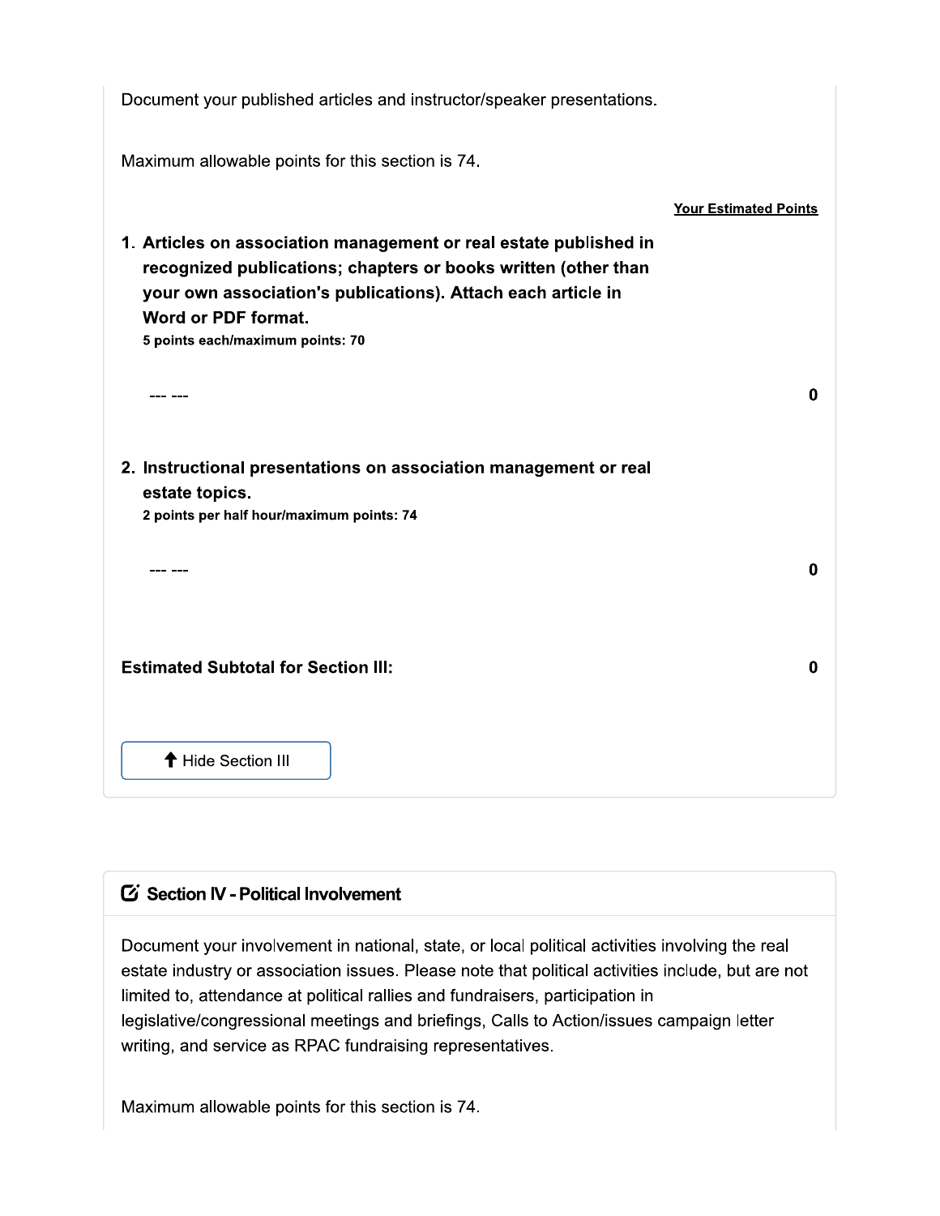Document your published articles and instructor/speaker presentations.

Maximum allowable points for this section is 74.

**Your Estimated Points**

1. **Articles on association management or real estate published in recognized publications; chapters or books written (other than your own association's publications). Attach each article in Word or PDF format.**
   **5 points each/maximum points: 70**

   --- --- **0**

2. **Instructional presentations on association management or real estate topics.**
   **2 points per half hour/maximum points: 74**

   --- --- **0**

**Estimated Subtotal for Section III:** **0**

Hide Section III

## Section IV - Political Involvement

Document your involvement in national, state, or local political activities involving the real estate industry or association issues. Please note that political activities include, but are not limited to, attendance at political rallies and fundraisers, participation in legislative/congressional meetings and briefings, Calls to Action/issues campaign letter writing, and service as RPAC fundraising representatives.

Maximum allowable points for this section is 74.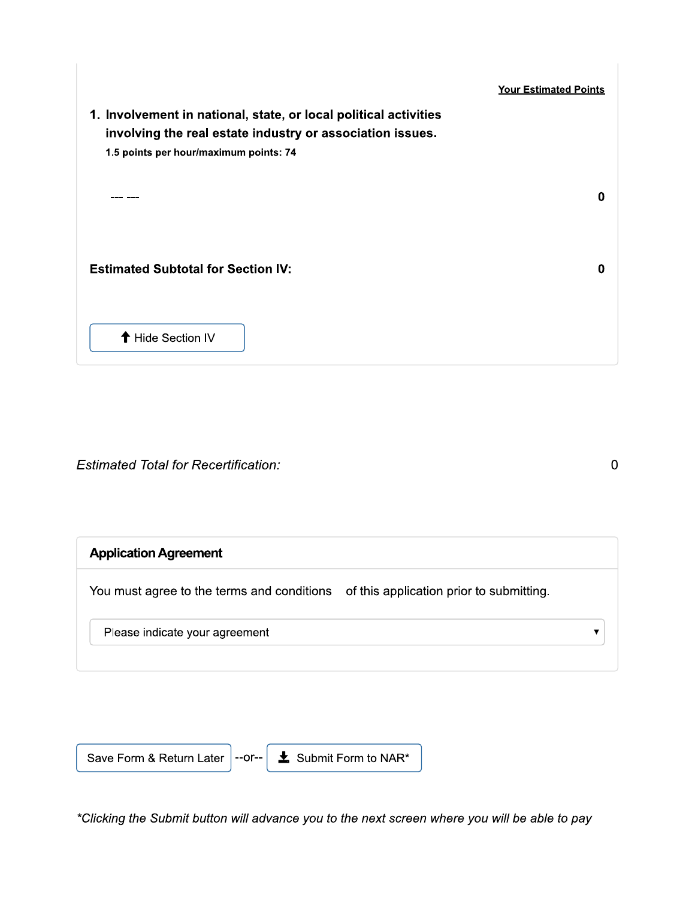**Your Estimated Points**

1. **Involvement in national, state, or local political activities involving the real estate industry or association issues.**
   **1.5 points per hour/maximum points: 74**

--- --- **0**

**Estimated Subtotal for Section IV:** **0**

Hide Section IV

*Estimated Total for Recertification:* 0

**Application Agreement**

You must agree to the terms and conditions of this application prior to submitting.

Please indicate your agreement

Save Form & Return Later --or-- Submit Form to NAR*

*\*Clicking the Submit button will advance you to the next screen where you will be able to pay*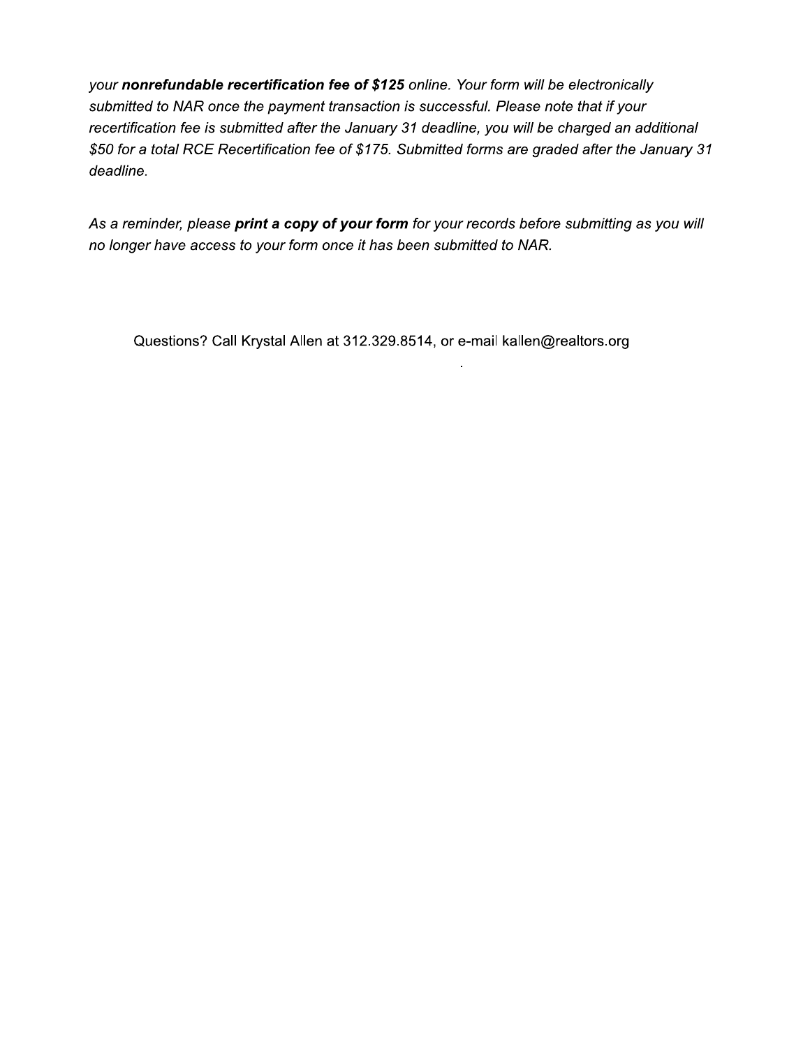*your **nonrefundable recertification fee of $125** online. Your form will be electronically submitted to NAR once the payment transaction is successful. Please note that if your recertification fee is submitted after the January 31 deadline, you will be charged an additional $50 for a total RCE Recertification fee of $175. Submitted forms are graded after the January 31 deadline.*

*As a reminder, please **print a copy of your form** for your records before submitting as you will no longer have access to your form once it has been submitted to NAR.*

Questions? Call Krystal Allen at 312.329.8514, or e-mail kallen@realtors.org